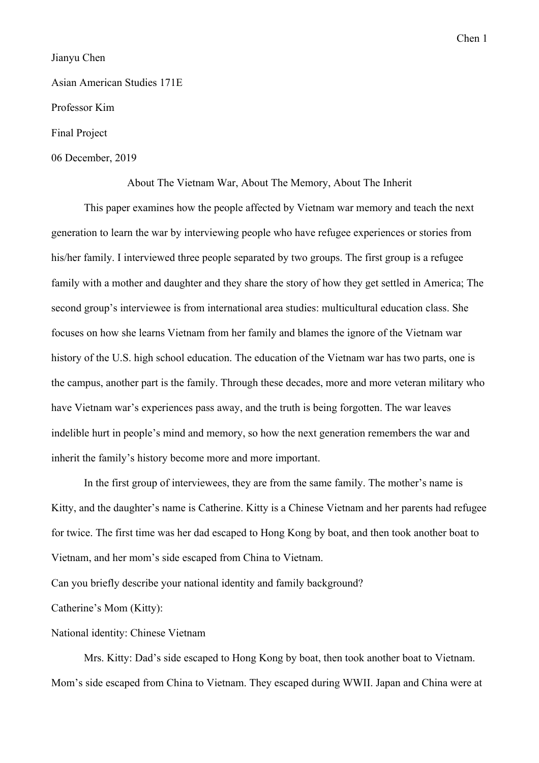Jianyu Chen

Asian American Studies 171E

Professor Kim

Final Project

06 December, 2019

# About The Vietnam War, About The Memory, About The Inherit

This paper examines how the people affected by Vietnam war memory and teach the next generation to learn the war by interviewing people who have refugee experiences or stories from his/her family. I interviewed three people separated by two groups. The first group is a refugee family with a mother and daughter and they share the story of how they get settled in America; The second group's interviewee is from international area studies: multicultural education class. She focuses on how she learns Vietnam from her family and blames the ignore of the Vietnam war history of the U.S. high school education. The education of the Vietnam war has two parts, one is the campus, another part is the family. Through these decades, more and more veteran military who have Vietnam war's experiences pass away, and the truth is being forgotten. The war leaves indelible hurt in people's mind and memory, so how the next generation remembers the war and inherit the family's history become more and more important.

In the first group of interviewees, they are from the same family. The mother's name is Kitty, and the daughter's name is Catherine. Kitty is a Chinese Vietnam and her parents had refugee for twice. The first time was her dad escaped to Hong Kong by boat, and then took another boat to Vietnam, and her mom's side escaped from China to Vietnam.

Can you briefly describe your national identity and family background?

Catherine's Mom (Kitty):

National identity: Chinese Vietnam

Mrs. Kitty: Dad's side escaped to Hong Kong by boat, then took another boat to Vietnam. Mom's side escaped from China to Vietnam. They escaped during WWII. Japan and China were at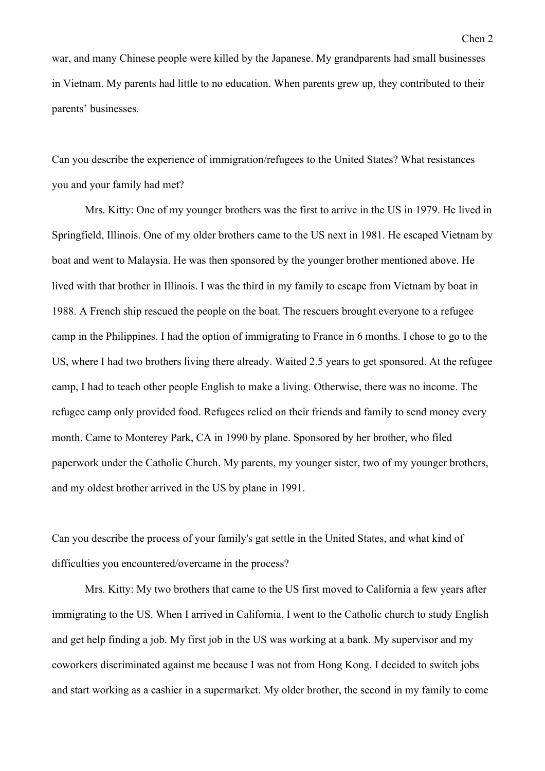war, and many Chinese people were killed by the Japanese. My grandparents had small businesses in Vietnam. My parents had little to no education. When parents grew up, they contributed to their parents' businesses.

Can you describe the experience of immigration/refugees to the United States? What resistances you and your family had met?

Mrs. Kitty: One of my younger brothers was the first to arrive in the US in 1979. He lived in Springfield, Illinois. One of my older brothers came to the US next in 1981. He escaped Vietnam by boat and went to Malaysia. He was then sponsored by the younger brother mentioned above. He lived with that brother in Illinois. I was the third in my family to escape from Vietnam by boat in 1988. A French ship rescued the people on the boat. The rescuers brought everyone to a refugee camp in the Philippines. I had the option of immigrating to France in 6 months. I chose to go to the US, where I had two brothers living there already. Waited 2.5 years to get sponsored. At the refugee camp, I had to teach other people English to make a living. Otherwise, there was no income. The refugee camp only provided food. Refugees relied on their friends and family to send money every month. Came to Monterey Park, CA in 1990 by plane. Sponsored by her brother, who filed paperwork under the Catholic Church. My parents, my younger sister, two of my younger brothers, and my oldest brother arrived in the US by plane in 1991.

Can you describe the process of your family's gat settle in the United States, and what kind of difficulties you encountered/overcame in the process?

Mrs. Kitty: My two brothers that came to the US first moved to California a few years after immigrating to the US. When I arrived in California, I went to the Catholic church to study English and get help finding a job. My first job in the US was working at a bank. My supervisor and my coworkers discriminated against me because I was not from Hong Kong. I decided to switch jobs and start working as a cashier in a supermarket. My older brother, the second in my family to come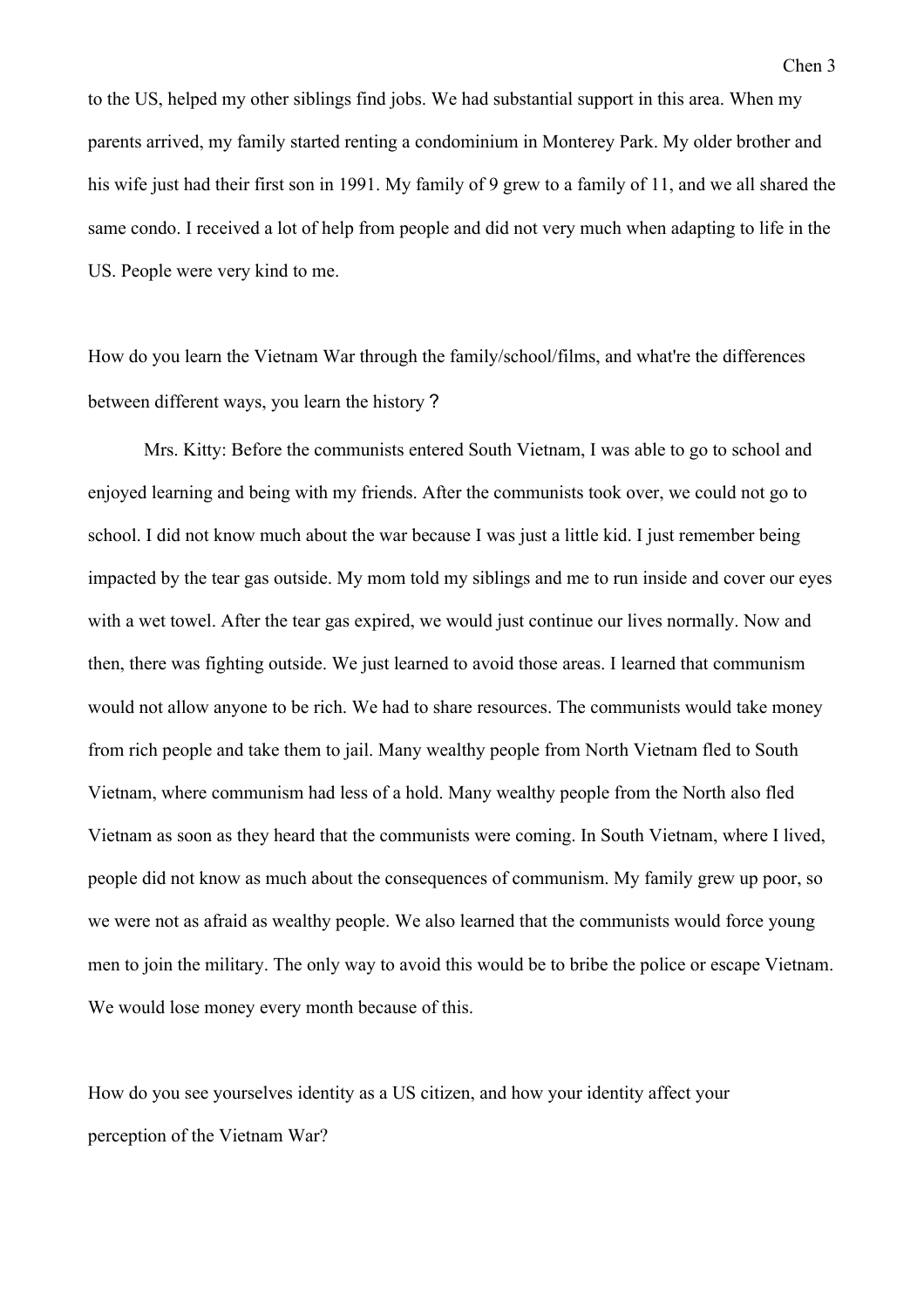to the US, helped my other siblings find jobs. We had substantial support in this area. When my parents arrived, my family started renting a condominium in Monterey Park. My older brother and his wife just had their first son in 1991. My family of 9 grew to a family of 11, and we all shared the same condo. I received a lot of help from people and did not very much when adapting to life in the US. People were very kind to me.

How do you learn the Vietnam War through the family/school/films, and what're the differences between different ways, you learn the history？

Mrs. Kitty: Before the communists entered South Vietnam, I was able to go to school and enjoyed learning and being with my friends. After the communists took over, we could not go to school. I did not know much about the war because I was just a little kid. I just remember being impacted by the tear gas outside. My mom told my siblings and me to run inside and cover our eyes with a wet towel. After the tear gas expired, we would just continue our lives normally. Now and then, there was fighting outside. We just learned to avoid those areas. I learned that communism would not allow anyone to be rich. We had to share resources. The communists would take money from rich people and take them to jail. Many wealthy people from North Vietnam fled to South Vietnam, where communism had less of a hold. Many wealthy people from the North also fled Vietnam as soon as they heard that the communists were coming. In South Vietnam, where I lived, people did not know as much about the consequences of communism. My family grew up poor, so we were not as afraid as wealthy people. We also learned that the communists would force young men to join the military. The only way to avoid this would be to bribe the police or escape Vietnam. We would lose money every month because of this.

How do you see yourselves identity as a US citizen, and how your identity affect your perception of the Vietnam War?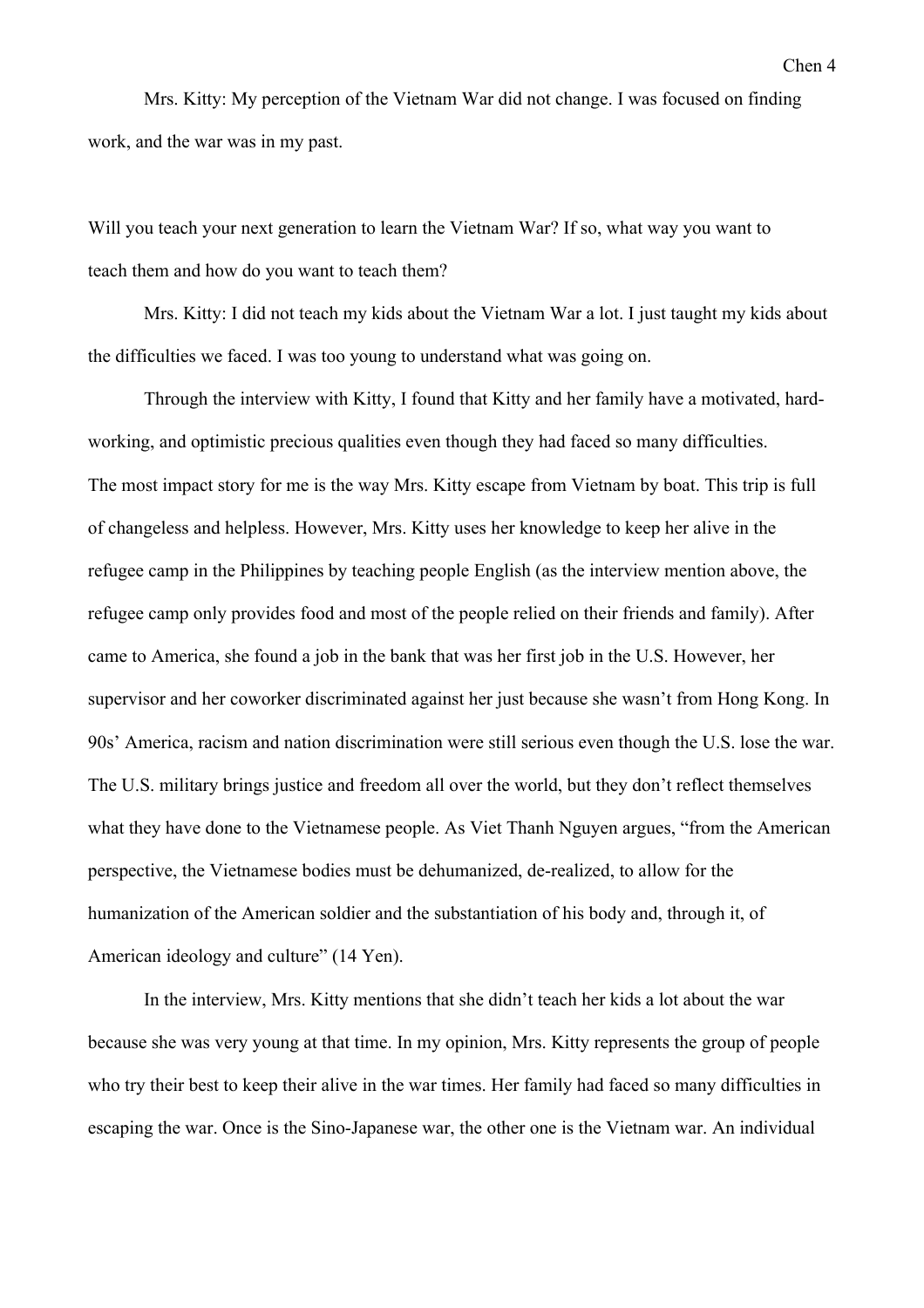Mrs. Kitty: My perception of the Vietnam War did not change. I was focused on finding work, and the war was in my past.

Will you teach your next generation to learn the Vietnam War? If so, what way you want to teach them and how do you want to teach them?

Mrs. Kitty: I did not teach my kids about the Vietnam War a lot. I just taught my kids about the difficulties we faced. I was too young to understand what was going on.

Through the interview with Kitty, I found that Kitty and her family have a motivated, hard-working, and optimistic precious qualities even though they had faced so many difficulties.
The most impact story for me is the way Mrs. Kitty escape from Vietnam by boat. This trip is full of changeless and helpless. However, Mrs. Kitty uses her knowledge to keep her alive in the refugee camp in the Philippines by teaching people English (as the interview mention above, the refugee camp only provides food and most of the people relied on their friends and family). After came to America, she found a job in the bank that was her first job in the U.S. However, her supervisor and her coworker discriminated against her just because she wasn't from Hong Kong. In 90s' America, racism and nation discrimination were still serious even though the U.S. lose the war. The U.S. military brings justice and freedom all over the world, but they don't reflect themselves what they have done to the Vietnamese people. As Viet Thanh Nguyen argues, "from the American perspective, the Vietnamese bodies must be dehumanized, de-realized, to allow for the humanization of the American soldier and the substantiation of his body and, through it, of American ideology and culture" (14 Yen).

In the interview, Mrs. Kitty mentions that she didn't teach her kids a lot about the war because she was very young at that time. In my opinion, Mrs. Kitty represents the group of people who try their best to keep their alive in the war times. Her family had faced so many difficulties in escaping the war. Once is the Sino-Japanese war, the other one is the Vietnam war. An individual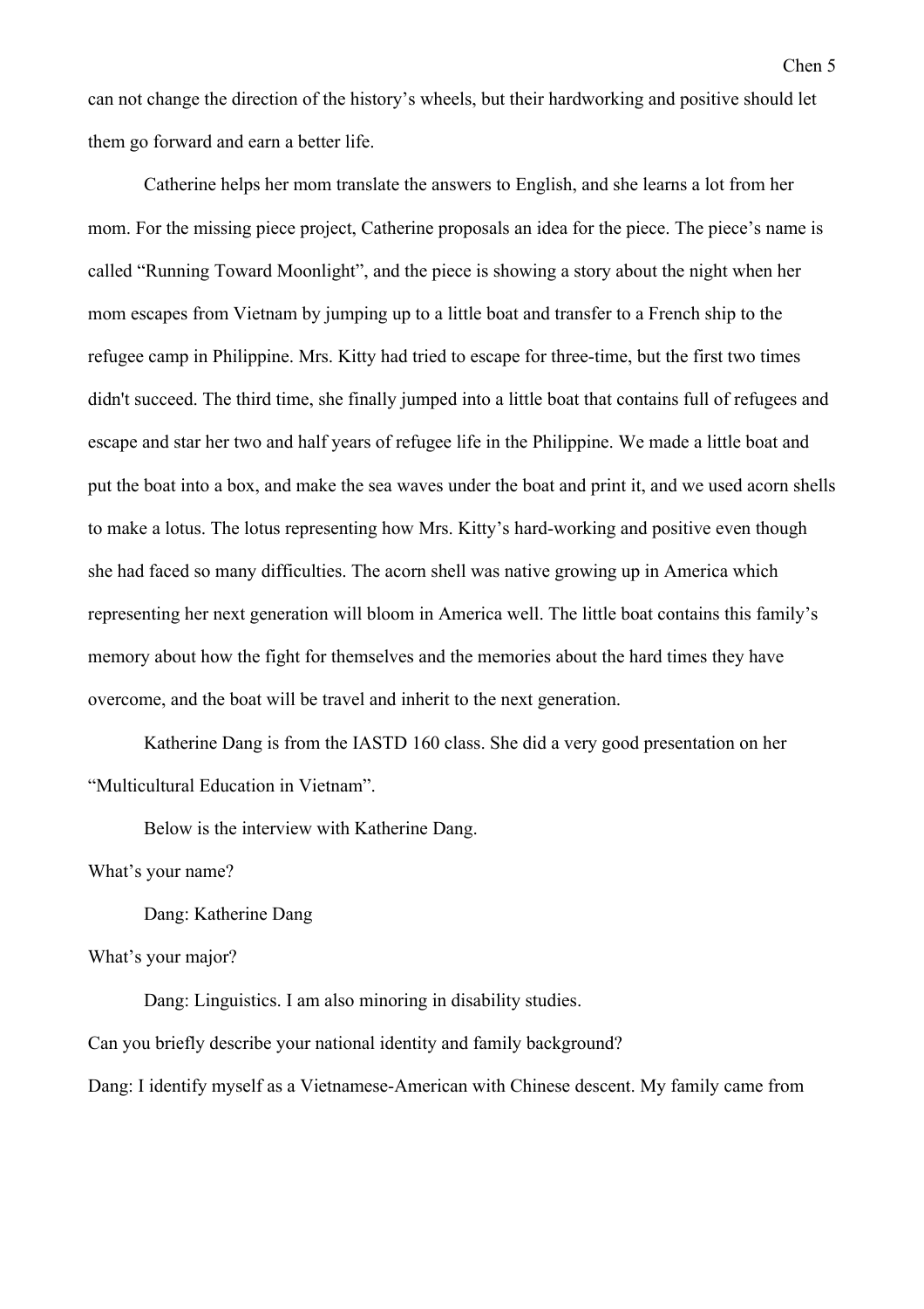can not change the direction of the history's wheels, but their hardworking and positive should let them go forward and earn a better life.

Catherine helps her mom translate the answers to English, and she learns a lot from her mom. For the missing piece project, Catherine proposals an idea for the piece. The piece's name is called "Running Toward Moonlight", and the piece is showing a story about the night when her mom escapes from Vietnam by jumping up to a little boat and transfer to a French ship to the refugee camp in Philippine. Mrs. Kitty had tried to escape for three-time, but the first two times didn't succeed. The third time, she finally jumped into a little boat that contains full of refugees and escape and star her two and half years of refugee life in the Philippine. We made a little boat and put the boat into a box, and make the sea waves under the boat and print it, and we used acorn shells to make a lotus. The lotus representing how Mrs. Kitty's hard-working and positive even though she had faced so many difficulties. The acorn shell was native growing up in America which representing her next generation will bloom in America well. The little boat contains this family's memory about how the fight for themselves and the memories about the hard times they have overcome, and the boat will be travel and inherit to the next generation.

Katherine Dang is from the IASTD 160 class. She did a very good presentation on her "Multicultural Education in Vietnam".

Below is the interview with Katherine Dang.

What's your name?

Dang: Katherine Dang

What's your major?

Dang: Linguistics. I am also minoring in disability studies.

Can you briefly describe your national identity and family background?

Dang: I identify myself as a Vietnamese-American with Chinese descent. My family came from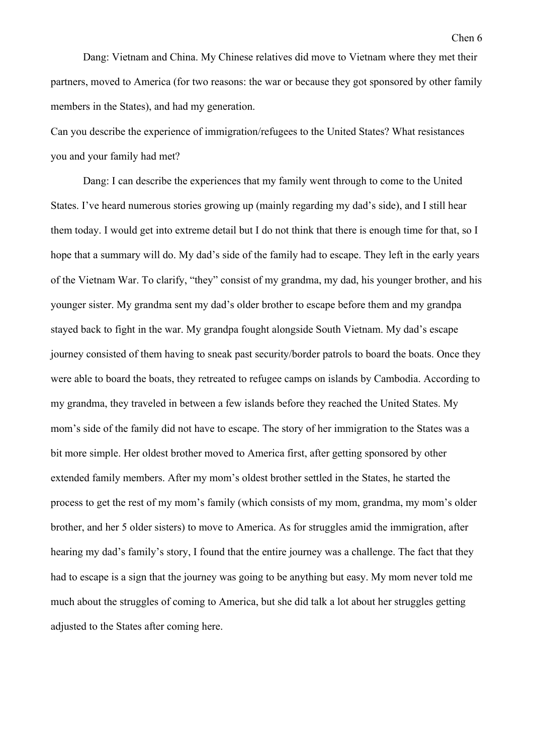Dang: Vietnam and China. My Chinese relatives did move to Vietnam where they met their partners, moved to America (for two reasons: the war or because they got sponsored by other family members in the States), and had my generation.

Can you describe the experience of immigration/refugees to the United States? What resistances you and your family had met?

Dang: I can describe the experiences that my family went through to come to the United States. I've heard numerous stories growing up (mainly regarding my dad's side), and I still hear them today. I would get into extreme detail but I do not think that there is enough time for that, so I hope that a summary will do. My dad's side of the family had to escape. They left in the early years of the Vietnam War. To clarify, "they" consist of my grandma, my dad, his younger brother, and his younger sister. My grandma sent my dad's older brother to escape before them and my grandpa stayed back to fight in the war. My grandpa fought alongside South Vietnam. My dad's escape journey consisted of them having to sneak past security/border patrols to board the boats. Once they were able to board the boats, they retreated to refugee camps on islands by Cambodia. According to my grandma, they traveled in between a few islands before they reached the United States. My mom's side of the family did not have to escape. The story of her immigration to the States was a bit more simple. Her oldest brother moved to America first, after getting sponsored by other extended family members. After my mom's oldest brother settled in the States, he started the process to get the rest of my mom's family (which consists of my mom, grandma, my mom's older brother, and her 5 older sisters) to move to America. As for struggles amid the immigration, after hearing my dad's family's story, I found that the entire journey was a challenge. The fact that they had to escape is a sign that the journey was going to be anything but easy. My mom never told me much about the struggles of coming to America, but she did talk a lot about her struggles getting adjusted to the States after coming here.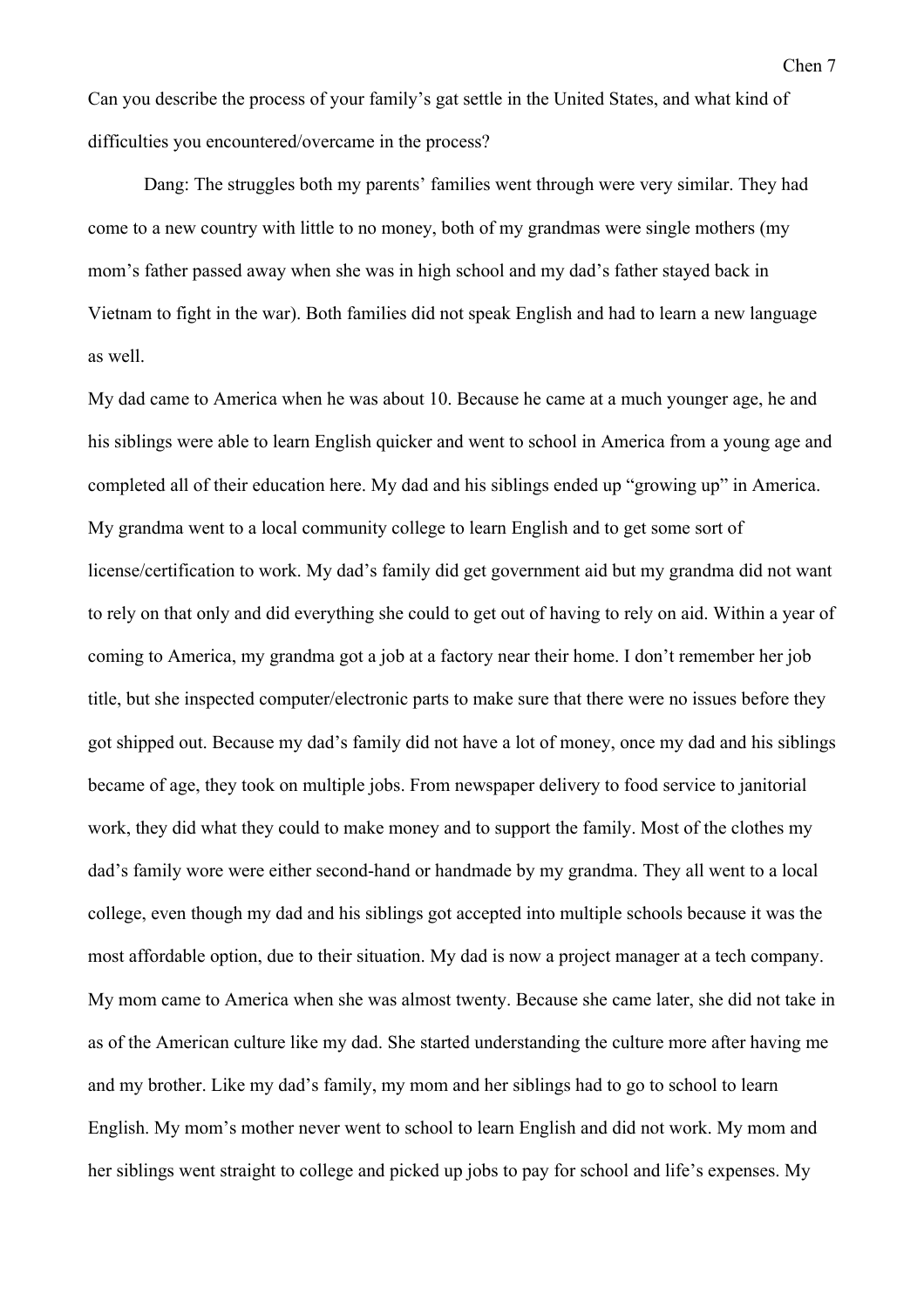Can you describe the process of your family's gat settle in the United States, and what kind of difficulties you encountered/overcame in the process?

Dang: The struggles both my parents' families went through were very similar. They had come to a new country with little to no money, both of my grandmas were single mothers (my mom's father passed away when she was in high school and my dad's father stayed back in Vietnam to fight in the war). Both families did not speak English and had to learn a new language as well.

My dad came to America when he was about 10. Because he came at a much younger age, he and his siblings were able to learn English quicker and went to school in America from a young age and completed all of their education here. My dad and his siblings ended up "growing up" in America. My grandma went to a local community college to learn English and to get some sort of license/certification to work. My dad's family did get government aid but my grandma did not want to rely on that only and did everything she could to get out of having to rely on aid. Within a year of coming to America, my grandma got a job at a factory near their home. I don't remember her job title, but she inspected computer/electronic parts to make sure that there were no issues before they got shipped out. Because my dad's family did not have a lot of money, once my dad and his siblings became of age, they took on multiple jobs. From newspaper delivery to food service to janitorial work, they did what they could to make money and to support the family. Most of the clothes my dad's family wore were either second-hand or handmade by my grandma. They all went to a local college, even though my dad and his siblings got accepted into multiple schools because it was the most affordable option, due to their situation. My dad is now a project manager at a tech company.

My mom came to America when she was almost twenty. Because she came later, she did not take in as of the American culture like my dad. She started understanding the culture more after having me and my brother. Like my dad's family, my mom and her siblings had to go to school to learn English. My mom's mother never went to school to learn English and did not work. My mom and her siblings went straight to college and picked up jobs to pay for school and life's expenses. My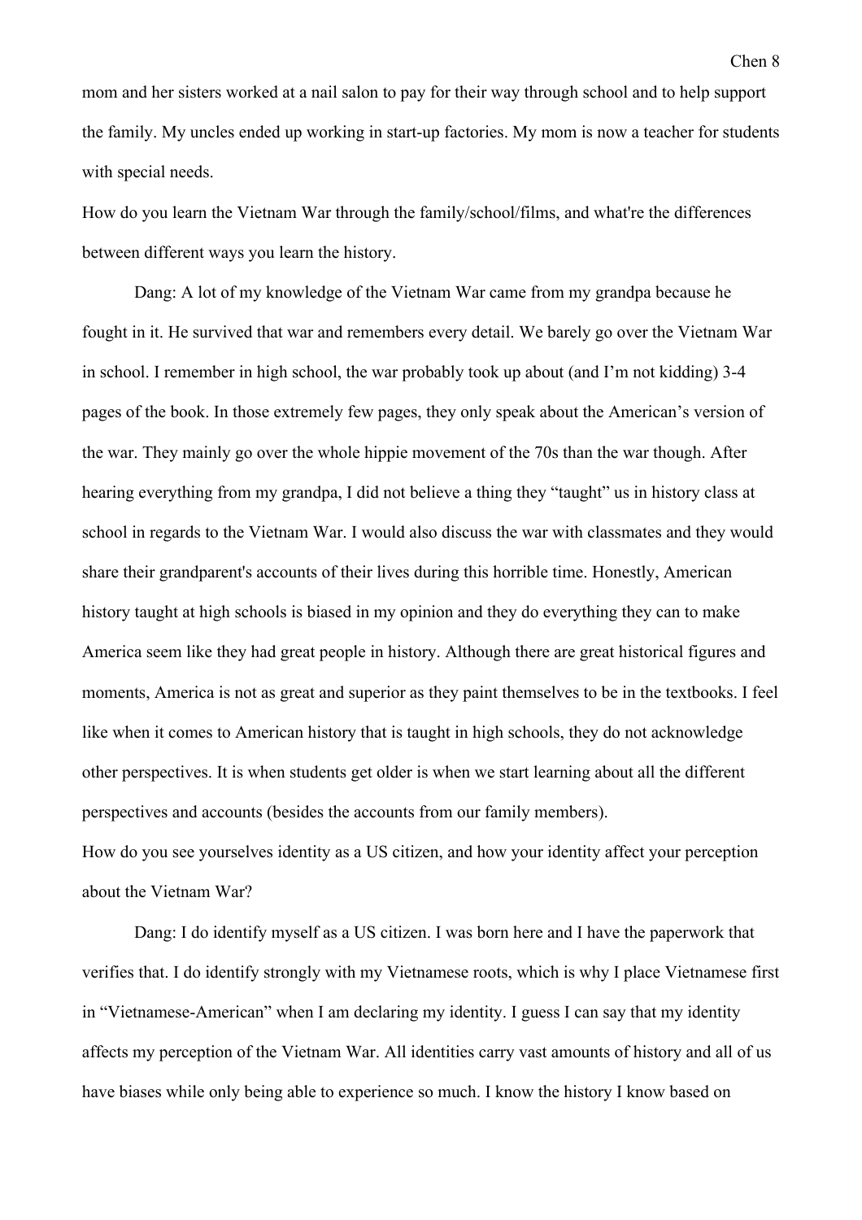mom and her sisters worked at a nail salon to pay for their way through school and to help support the family. My uncles ended up working in start-up factories. My mom is now a teacher for students with special needs.

How do you learn the Vietnam War through the family/school/films, and what're the differences between different ways you learn the history.

Dang: A lot of my knowledge of the Vietnam War came from my grandpa because he fought in it. He survived that war and remembers every detail. We barely go over the Vietnam War in school. I remember in high school, the war probably took up about (and I'm not kidding) 3-4 pages of the book. In those extremely few pages, they only speak about the American's version of the war. They mainly go over the whole hippie movement of the 70s than the war though. After hearing everything from my grandpa, I did not believe a thing they "taught" us in history class at school in regards to the Vietnam War. I would also discuss the war with classmates and they would share their grandparent's accounts of their lives during this horrible time. Honestly, American history taught at high schools is biased in my opinion and they do everything they can to make America seem like they had great people in history. Although there are great historical figures and moments, America is not as great and superior as they paint themselves to be in the textbooks. I feel like when it comes to American history that is taught in high schools, they do not acknowledge other perspectives. It is when students get older is when we start learning about all the different perspectives and accounts (besides the accounts from our family members).

How do you see yourselves identity as a US citizen, and how your identity affect your perception about the Vietnam War?

Dang: I do identify myself as a US citizen. I was born here and I have the paperwork that verifies that. I do identify strongly with my Vietnamese roots, which is why I place Vietnamese first in "Vietnamese-American" when I am declaring my identity. I guess I can say that my identity affects my perception of the Vietnam War. All identities carry vast amounts of history and all of us have biases while only being able to experience so much. I know the history I know based on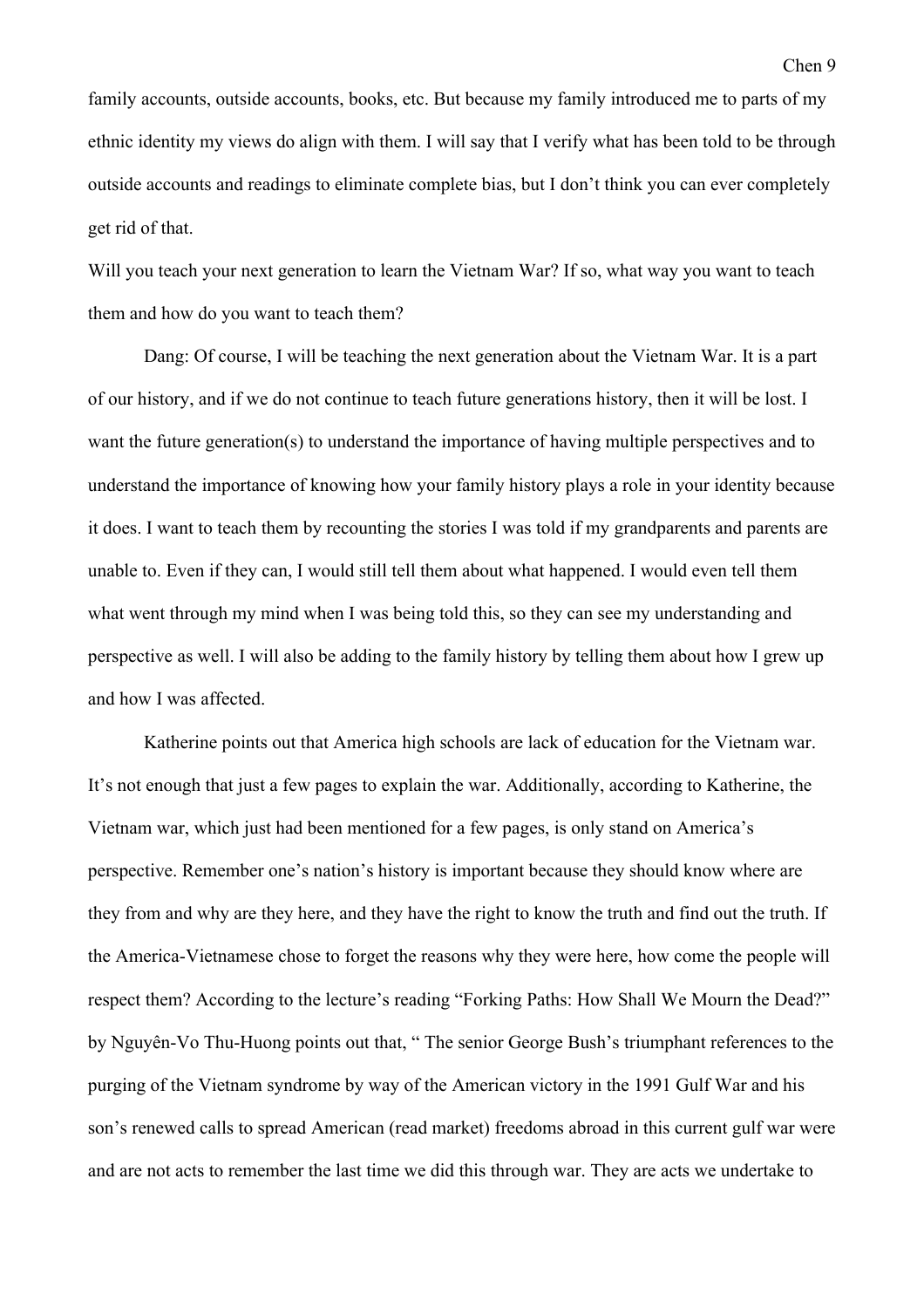family accounts, outside accounts, books, etc. But because my family introduced me to parts of my ethnic identity my views do align with them. I will say that I verify what has been told to be through outside accounts and readings to eliminate complete bias, but I don't think you can ever completely get rid of that.

Will you teach your next generation to learn the Vietnam War? If so, what way you want to teach them and how do you want to teach them?

Dang: Of course, I will be teaching the next generation about the Vietnam War. It is a part of our history, and if we do not continue to teach future generations history, then it will be lost. I want the future generation(s) to understand the importance of having multiple perspectives and to understand the importance of knowing how your family history plays a role in your identity because it does. I want to teach them by recounting the stories I was told if my grandparents and parents are unable to. Even if they can, I would still tell them about what happened. I would even tell them what went through my mind when I was being told this, so they can see my understanding and perspective as well. I will also be adding to the family history by telling them about how I grew up and how I was affected.

Katherine points out that America high schools are lack of education for the Vietnam war. It's not enough that just a few pages to explain the war. Additionally, according to Katherine, the Vietnam war, which just had been mentioned for a few pages, is only stand on America's perspective. Remember one's nation's history is important because they should know where are they from and why are they here, and they have the right to know the truth and find out the truth. If the America-Vietnamese chose to forget the reasons why they were here, how come the people will respect them? According to the lecture's reading "Forking Paths: How Shall We Mourn the Dead?" by Nguyên-Vo Thu-Huong points out that, " The senior George Bush's triumphant references to the purging of the Vietnam syndrome by way of the American victory in the 1991 Gulf War and his son's renewed calls to spread American (read market) freedoms abroad in this current gulf war were and are not acts to remember the last time we did this through war. They are acts we undertake to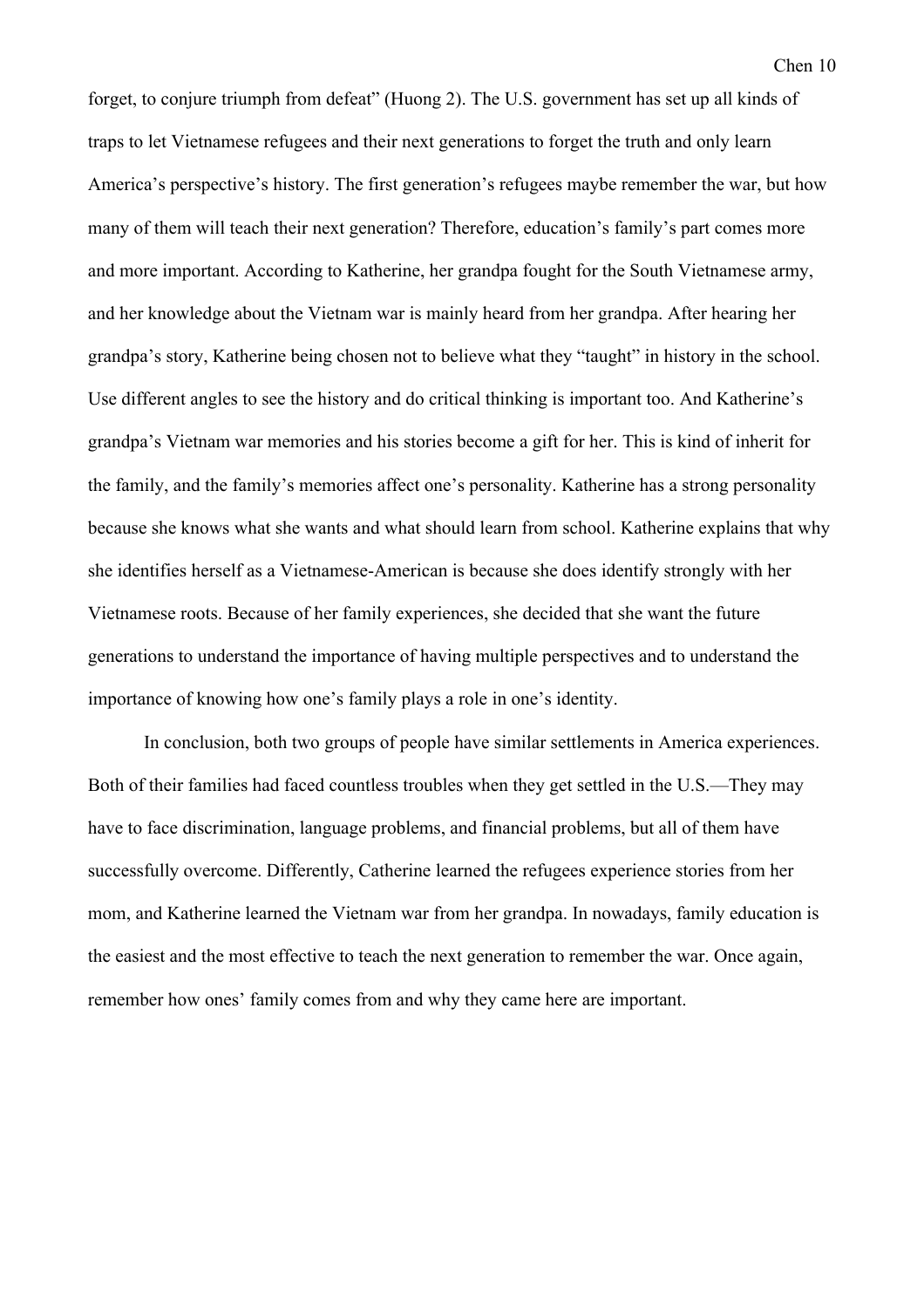forget, to conjure triumph from defeat" (Huong 2). The U.S. government has set up all kinds of traps to let Vietnamese refugees and their next generations to forget the truth and only learn America's perspective's history. The first generation's refugees maybe remember the war, but how many of them will teach their next generation? Therefore, education's family's part comes more and more important. According to Katherine, her grandpa fought for the South Vietnamese army, and her knowledge about the Vietnam war is mainly heard from her grandpa. After hearing her grandpa's story, Katherine being chosen not to believe what they "taught" in history in the school. Use different angles to see the history and do critical thinking is important too. And Katherine's grandpa's Vietnam war memories and his stories become a gift for her. This is kind of inherit for the family, and the family's memories affect one's personality. Katherine has a strong personality because she knows what she wants and what should learn from school. Katherine explains that why she identifies herself as a Vietnamese-American is because she does identify strongly with her Vietnamese roots. Because of her family experiences, she decided that she want the future generations to understand the importance of having multiple perspectives and to understand the importance of knowing how one's family plays a role in one's identity.

In conclusion, both two groups of people have similar settlements in America experiences. Both of their families had faced countless troubles when they get settled in the U.S.—They may have to face discrimination, language problems, and financial problems, but all of them have successfully overcome. Differently, Catherine learned the refugees experience stories from her mom, and Katherine learned the Vietnam war from her grandpa. In nowadays, family education is the easiest and the most effective to teach the next generation to remember the war. Once again, remember how ones' family comes from and why they came here are important.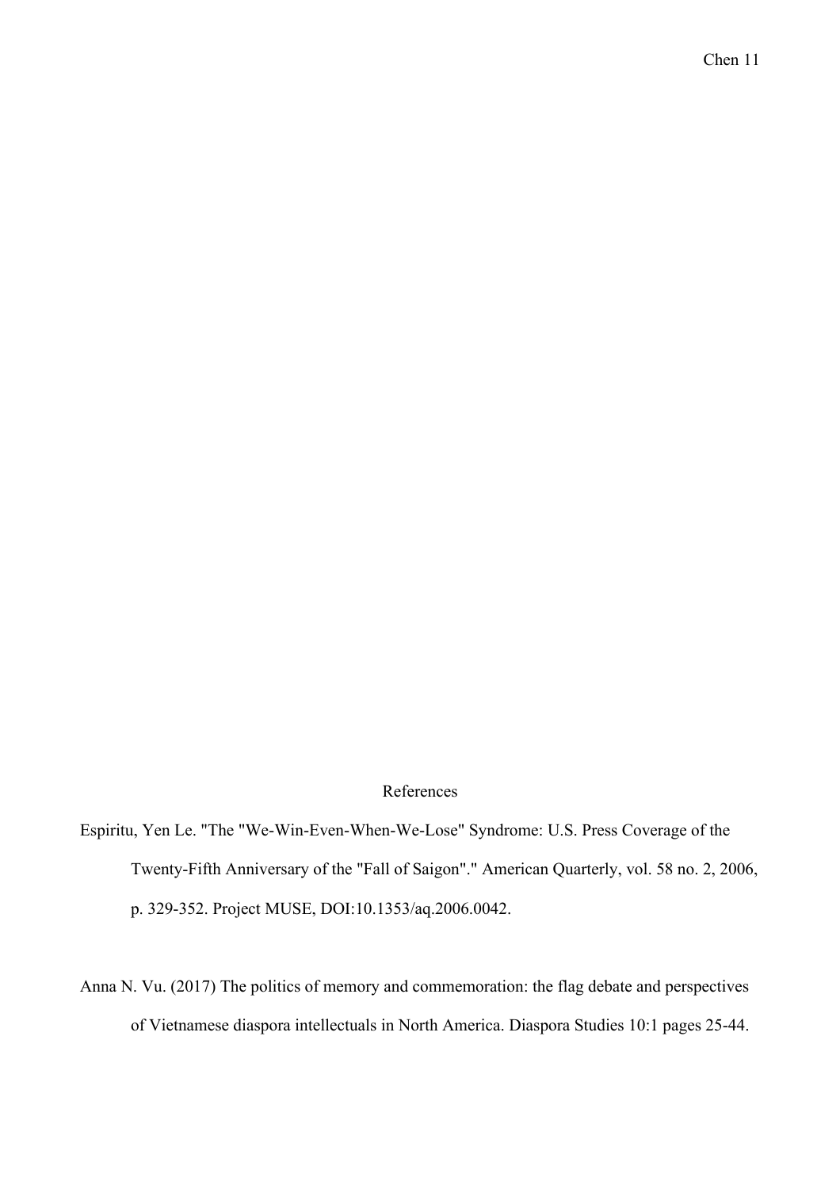# References

Espiritu, Yen Le. "The "We-Win-Even-When-We-Lose" Syndrome: U.S. Press Coverage of the Twenty-Fifth Anniversary of the "Fall of Saigon"." American Quarterly, vol. 58 no. 2, 2006, p. 329-352. Project MUSE, DOI:10.1353/aq.2006.0042.

Anna N. Vu. (2017) The politics of memory and commemoration: the flag debate and perspectives of Vietnamese diaspora intellectuals in North America. Diaspora Studies 10:1 pages 25-44.